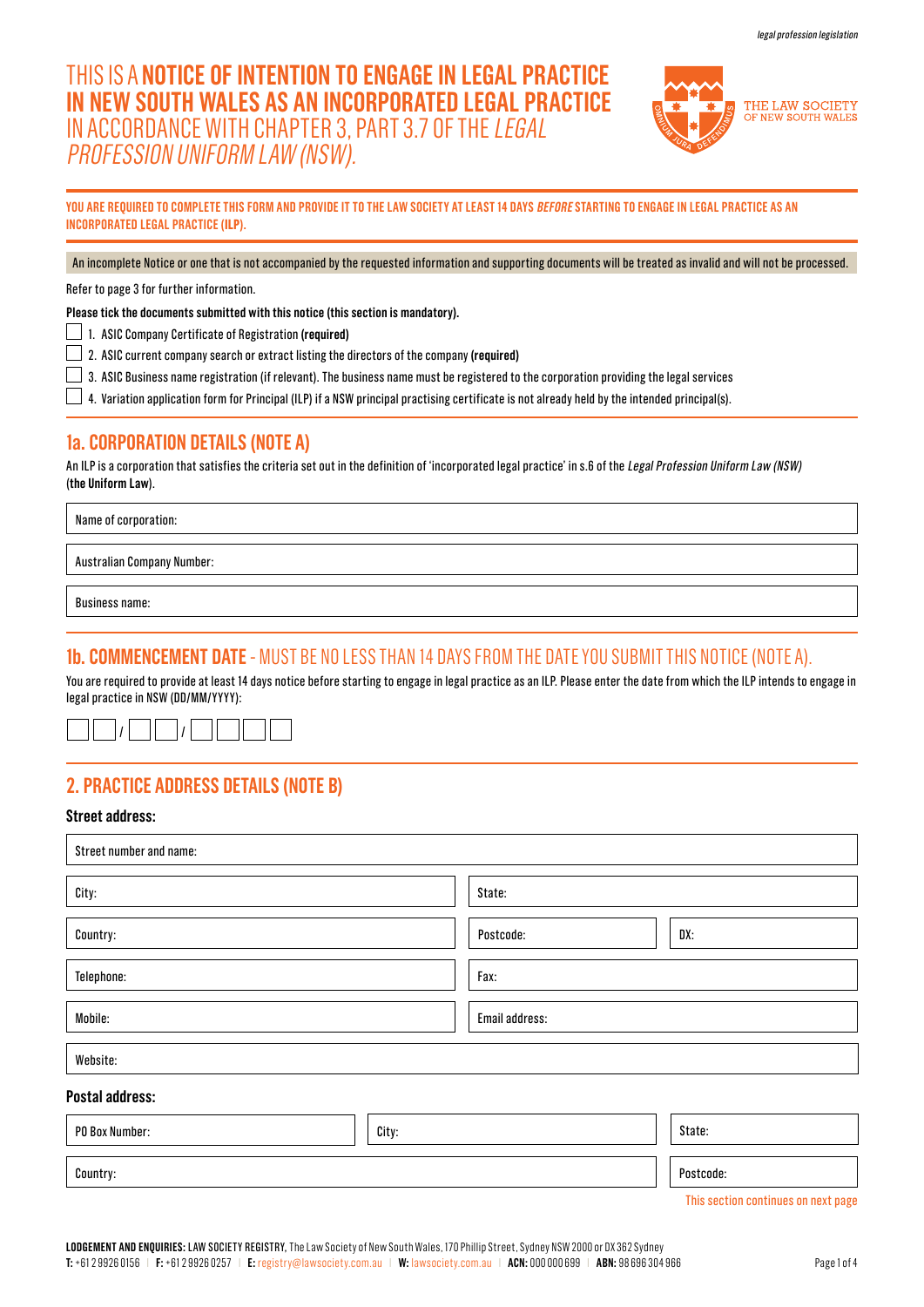*legal profession legislation*

# THIS IS A **NOTICE OF INTENTION TO ENGAGE IN LEGAL PRACTICE IN NEW SOUTH WALES AS AN INCORPORATED LEGAL PRACTICE** IN ACCORDANCE WITH CHAPTER 3, PART 3.7 OF THE *LEGAL PROFESSION UNIFORM LAW (NSW).*

THE LAW SOCIETY OF NEW SOUTH WALES

**YOU ARE REQUIRED TO COMPLETE THIS FORM AND PROVIDE IT TO THE LAW SOCIETY AT LEAST 14 DAYS *BEFORE* STARTING TO ENGAGE IN LEGAL PRACTICE AS AN INCORPORATED LEGAL PRACTICE (ILP).**

An incomplete Notice or one that is not accompanied by the requested information and supporting documents will be treated as invalid and will not be processed.

Refer to page 3 for further information.

**Please tick the documents submitted with this notice (this section is mandatory).**

- ☐ 1. ASIC Company Certificate of Registration **(required)**
- ☐ 2. ASIC current company search or extract listing the directors of the company **(required)**
- ☐ 3. ASIC Business name registration (if relevant). The business name must be registered to the corporation providing the legal services
- ☐ 4. Variation application form for Principal (ILP) if a NSW principal practising certificate is not already held by the intended principal(s).

## 1a. CORPORATION DETAILS (NOTE A)

An ILP is a corporation that satisfies the criteria set out in the definition of 'incorporated legal practice' in s.6 of the *Legal Profession Uniform Law (NSW)* (**the Uniform Law**).

Name of corporation:

Australian Company Number:

Business name:

## 1b. COMMENCEMENT DATE - MUST BE NO LESS THAN 14 DAYS FROM THE DATE YOU SUBMIT THIS NOTICE (NOTE A).

You are required to provide at least 14 days notice before starting to engage in legal practice as an ILP. Please enter the date from which the ILP intends to engage in legal practice in NSW (DD/MM/YYYY):

☐☐ / ☐☐ / ☐☐☐☐

## 2. PRACTICE ADDRESS DETAILS (NOTE B)

### Street address:

Street number and name:

| City: | State: | |
|---|---|---|
| Country: | Postcode: | DX: |
| Telephone: | Fax: | |
| Mobile: | Email address: | |

Website:

### Postal address:

| PO Box Number: | City: | State: |
|---|---|---|
| Country: | | Postcode: |

This section continues on next page

**LODGEMENT AND ENQUIRIES:** LAW SOCIETY REGISTRY, The Law Society of New South Wales, 170 Phillip Street, Sydney NSW 2000 or DX 362 Sydney
**T:** +61 2 9926 0156 | **F:** +61 2 9926 0257 | **E:** registry@lawsociety.com.au | **W:** lawsociety.com.au | **ACN:** 000 000 699 | **ABN:** 98 696 304 966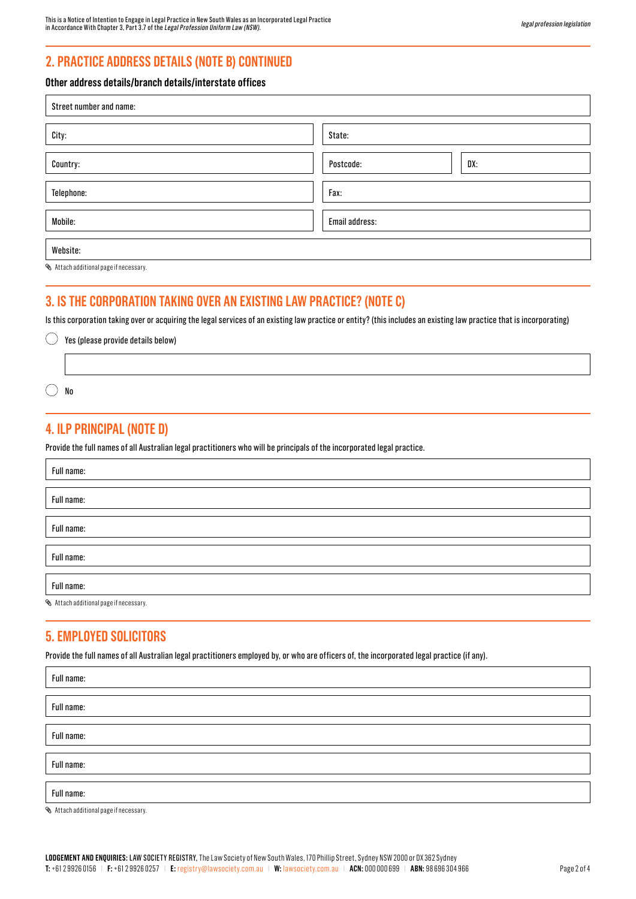## 2. PRACTICE ADDRESS DETAILS (NOTE B) CONTINUED

**Other address details/branch details/interstate offices**

| Street number and name: | | |
|---|---|---|
| City: | State: | |
| Country: | Postcode: | DX: |
| Telephone: | Fax: | |
| Mobile: | Email address: | |
| Website: | | |

Attach additional page if necessary.

## 3. IS THE CORPORATION TAKING OVER AN EXISTING LAW PRACTICE? (NOTE C)

Is this corporation taking over or acquiring the legal services of an existing law practice or entity? (this includes an existing law practice that is incorporating)

- ◯ Yes (please provide details below)

  ______________________________

- ◯ No

## 4. ILP PRINCIPAL (NOTE D)

Provide the full names of all Australian legal practitioners who will be principals of the incorporated legal practice.

Full name:

Full name:

Full name:

Full name:

Full name:

Attach additional page if necessary.

## 5. EMPLOYED SOLICITORS

Provide the full names of all Australian legal practitioners employed by, or who are officers of, the incorporated legal practice (if any).

Full name:

Full name:

Full name:

Full name:

Full name:

Attach additional page if necessary.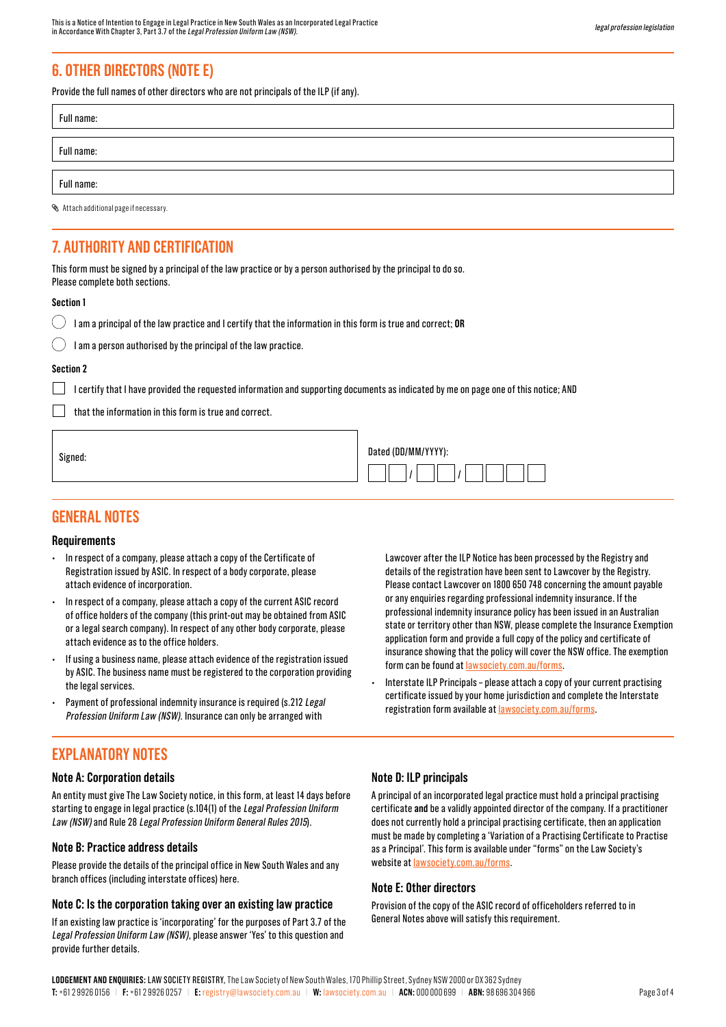## 6. OTHER DIRECTORS (NOTE E)

Provide the full names of other directors who are not principals of the ILP (if any).

Full name:

Full name:

Full name:

Attach additional page if necessary.

## 7. AUTHORITY AND CERTIFICATION

This form must be signed by a principal of the law practice or by a person authorised by the principal to do so.
Please complete both sections.

**Section 1**

◯ I am a principal of the law practice and I certify that the information in this form is true and correct; **OR**

◯ I am a person authorised by the principal of the law practice.

**Section 2**

☐ I certify that I have provided the requested information and supporting documents as indicated by me on page one of this notice; AND

☐ that the information in this form is true and correct.

Signed:

Dated (DD/MM/YYYY): __ __ / __ __ / __ __ __ __

## GENERAL NOTES

### Requirements

- In respect of a company, please attach a copy of the Certificate of Registration issued by ASIC. In respect of a body corporate, please attach evidence of incorporation.
- In respect of a company, please attach a copy of the current ASIC record of office holders of the company (this print-out may be obtained from ASIC or a legal search company). In respect of any other body corporate, please attach evidence as to the office holders.
- If using a business name, please attach evidence of the registration issued by ASIC. The business name must be registered to the corporation providing the legal services.
- Payment of professional indemnity insurance is required (s.212 *Legal Profession Uniform Law (NSW)*. Insurance can only be arranged with Lawcover after the ILP Notice has been processed by the Registry and details of the registration have been sent to Lawcover by the Registry. Please contact Lawcover on 1800 650 748 concerning the amount payable or any enquiries regarding professional indemnity insurance. If the professional indemnity insurance policy has been issued in an Australian state or territory other than NSW, please complete the Insurance Exemption application form and provide a full copy of the policy and certificate of insurance showing that the policy will cover the NSW office. The exemption form can be found at lawsociety.com.au/forms.
- Interstate ILP Principals – please attach a copy of your current practising certificate issued by your home jurisdiction and complete the Interstate registration form available at lawsociety.com.au/forms.

## EXPLANATORY NOTES

### Note A: Corporation details

An entity must give The Law Society notice, in this form, at least 14 days before starting to engage in legal practice (s.104(1) of the *Legal Profession Uniform Law (NSW)* and Rule 28 *Legal Profession Uniform General Rules 2015*).

### Note B: Practice address details

Please provide the details of the principal office in New South Wales and any branch offices (including interstate offices) here.

### Note C: Is the corporation taking over an existing law practice

If an existing law practice is 'incorporating' for the purposes of Part 3.7 of the *Legal Profession Uniform Law (NSW)*, please answer 'Yes' to this question and provide further details.

### Note D: ILP principals

A principal of an incorporated legal practice must hold a principal practising certificate **and** be a validly appointed director of the company. If a practitioner does not currently hold a principal practising certificate, then an application must be made by completing a 'Variation of a Practising Certificate to Practise as a Principal'. This form is available under "forms" on the Law Society's website at lawsociety.com.au/forms.

### Note E: Other directors

Provision of the copy of the ASIC record of officeholders referred to in General Notes above will satisfy this requirement.

**LODGEMENT AND ENQUIRIES:** LAW SOCIETY REGISTRY, The Law Society of New South Wales, 170 Phillip Street, Sydney NSW 2000 or DX 362 Sydney
**T:** +61 2 9926 0156 | **F:** +61 2 9926 0257 | **E:** registry@lawsociety.com.au | **W:** lawsociety.com.au | **ACN:** 000 000 699 | **ABN:** 98 696 304 966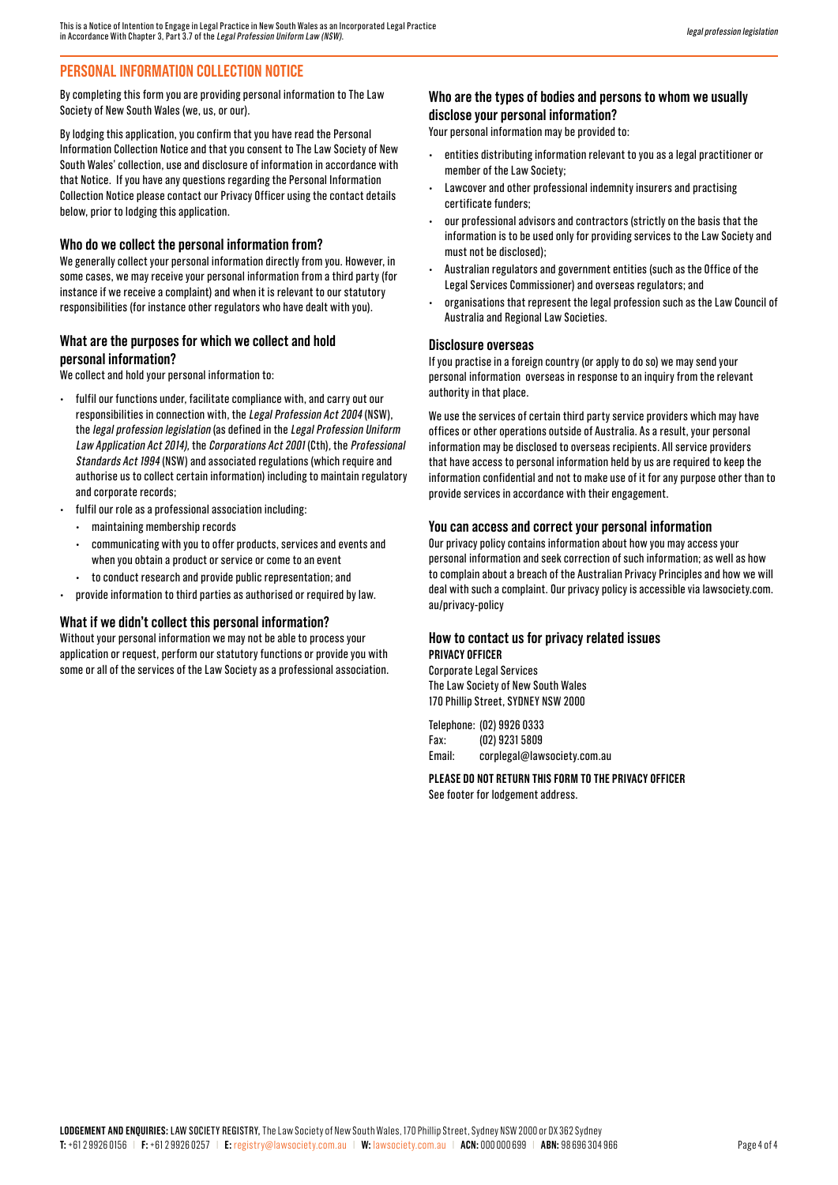## PERSONAL INFORMATION COLLECTION NOTICE

By completing this form you are providing personal information to The Law Society of New South Wales (we, us, or our).

By lodging this application, you confirm that you have read the Personal Information Collection Notice and that you consent to The Law Society of New South Wales' collection, use and disclosure of information in accordance with that Notice. If you have any questions regarding the Personal Information Collection Notice please contact our Privacy Officer using the contact details below, prior to lodging this application.

### Who do we collect the personal information from?

We generally collect your personal information directly from you. However, in some cases, we may receive your personal information from a third party (for instance if we receive a complaint) and when it is relevant to our statutory responsibilities (for instance other regulators who have dealt with you).

### What are the purposes for which we collect and hold personal information?

We collect and hold your personal information to:

- fulfil our functions under, facilitate compliance with, and carry out our responsibilities in connection with, the *Legal Profession Act 2004* (NSW), the *legal profession legislation* (as defined in the *Legal Profession Uniform Law Application Act 2014)*, the *Corporations Act 2001* (Cth), the *Professional Standards Act 1994* (NSW) and associated regulations (which require and authorise us to collect certain information) including to maintain regulatory and corporate records;
- fulfil our role as a professional association including:
  - maintaining membership records
  - communicating with you to offer products, services and events and when you obtain a product or service or come to an event
  - to conduct research and provide public representation; and
- provide information to third parties as authorised or required by law.

### What if we didn't collect this personal information?

Without your personal information we may not be able to process your application or request, perform our statutory functions or provide you with some or all of the services of the Law Society as a professional association.

### Who are the types of bodies and persons to whom we usually disclose your personal information?

Your personal information may be provided to:

- entities distributing information relevant to you as a legal practitioner or member of the Law Society;
- Lawcover and other professional indemnity insurers and practising certificate funders;
- our professional advisors and contractors (strictly on the basis that the information is to be used only for providing services to the Law Society and must not be disclosed);
- Australian regulators and government entities (such as the Office of the Legal Services Commissioner) and overseas regulators; and
- organisations that represent the legal profession such as the Law Council of Australia and Regional Law Societies.

### Disclosure overseas

If you practise in a foreign country (or apply to do so) we may send your personal information overseas in response to an inquiry from the relevant authority in that place.

We use the services of certain third party service providers which may have offices or other operations outside of Australia. As a result, your personal information may be disclosed to overseas recipients. All service providers that have access to personal information held by us are required to keep the information confidential and not to make use of it for any purpose other than to provide services in accordance with their engagement.

### You can access and correct your personal information

Our privacy policy contains information about how you may access your personal information and seek correction of such information; as well as how to complain about a breach of the Australian Privacy Principles and how we will deal with such a complaint. Our privacy policy is accessible via lawsociety.com.au/privacy-policy

### How to contact us for privacy related issues

**PRIVACY OFFICER**

Corporate Legal Services
The Law Society of New South Wales
170 Phillip Street, SYDNEY NSW 2000

Telephone: (02) 9926 0333
Fax: (02) 9231 5809
Email: corplegal@lawsociety.com.au

**PLEASE DO NOT RETURN THIS FORM TO THE PRIVACY OFFICER**
See footer for lodgement address.

**LODGEMENT AND ENQUIRIES:** LAW SOCIETY REGISTRY, The Law Society of New South Wales, 170 Phillip Street, Sydney NSW 2000 or DX 362 Sydney
**T:** +61 2 9926 0156 | **F:** +61 2 9926 0257 | **E:** registry@lawsociety.com.au | **W:** lawsociety.com.au | **ACN:** 000 000 699 | **ABN:** 98 696 304 966